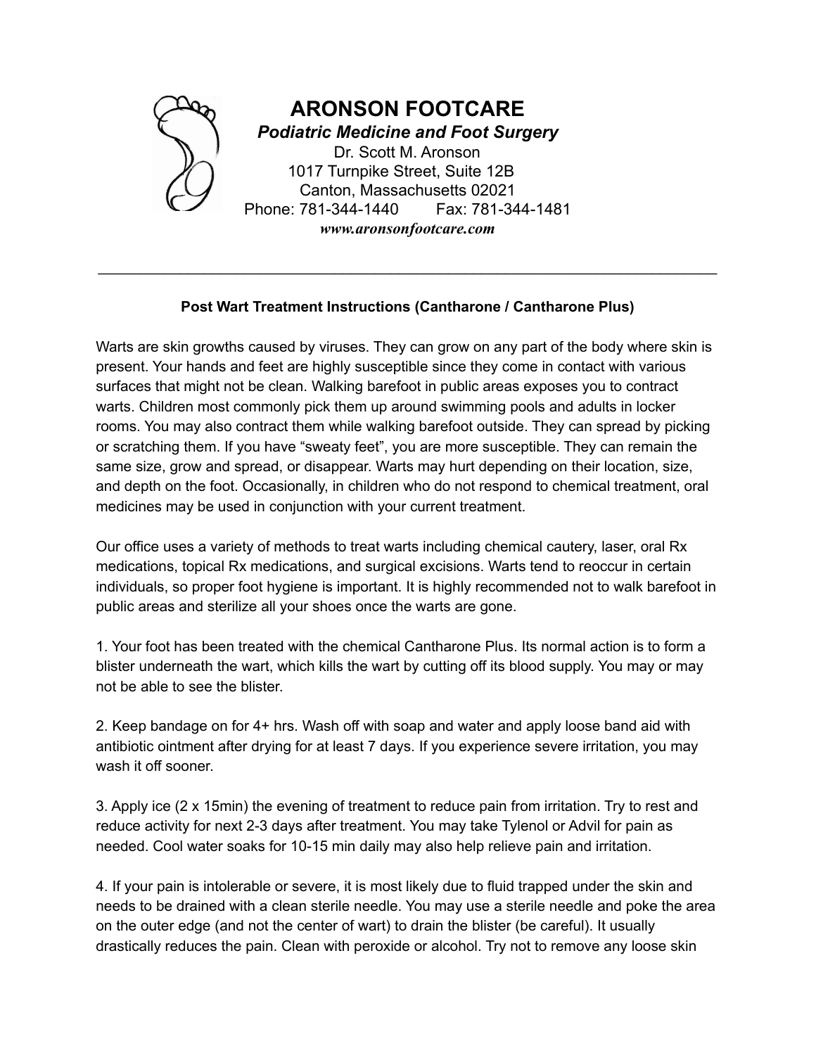# ARONSON FOOTCARE

***Podiatric Medicine and Foot Surgery***

Dr. Scott M. Aronson
1017 Turnpike Street, Suite 12B
Canton, Massachusetts 02021
Phone: 781-344-1440 Fax: 781-344-1481
***www.aronsonfootcare.com***

---

**Post Wart Treatment Instructions (Cantharone / Cantharone Plus)**

Warts are skin growths caused by viruses. They can grow on any part of the body where skin is present. Your hands and feet are highly susceptible since they come in contact with various surfaces that might not be clean. Walking barefoot in public areas exposes you to contract warts. Children most commonly pick them up around swimming pools and adults in locker rooms. You may also contract them while walking barefoot outside. They can spread by picking or scratching them. If you have "sweaty feet", you are more susceptible. They can remain the same size, grow and spread, or disappear. Warts may hurt depending on their location, size, and depth on the foot. Occasionally, in children who do not respond to chemical treatment, oral medicines may be used in conjunction with your current treatment.

Our office uses a variety of methods to treat warts including chemical cautery, laser, oral Rx medications, topical Rx medications, and surgical excisions. Warts tend to reoccur in certain individuals, so proper foot hygiene is important. It is highly recommended not to walk barefoot in public areas and sterilize all your shoes once the warts are gone.

1. Your foot has been treated with the chemical Cantharone Plus. Its normal action is to form a blister underneath the wart, which kills the wart by cutting off its blood supply. You may or may not be able to see the blister.

2. Keep bandage on for 4+ hrs. Wash off with soap and water and apply loose band aid with antibiotic ointment after drying for at least 7 days. If you experience severe irritation, you may wash it off sooner.

3. Apply ice (2 x 15min) the evening of treatment to reduce pain from irritation. Try to rest and reduce activity for next 2-3 days after treatment. You may take Tylenol or Advil for pain as needed. Cool water soaks for 10-15 min daily may also help relieve pain and irritation.

4. If your pain is intolerable or severe, it is most likely due to fluid trapped under the skin and needs to be drained with a clean sterile needle. You may use a sterile needle and poke the area on the outer edge (and not the center of wart) to drain the blister (be careful). It usually drastically reduces the pain. Clean with peroxide or alcohol. Try not to remove any loose skin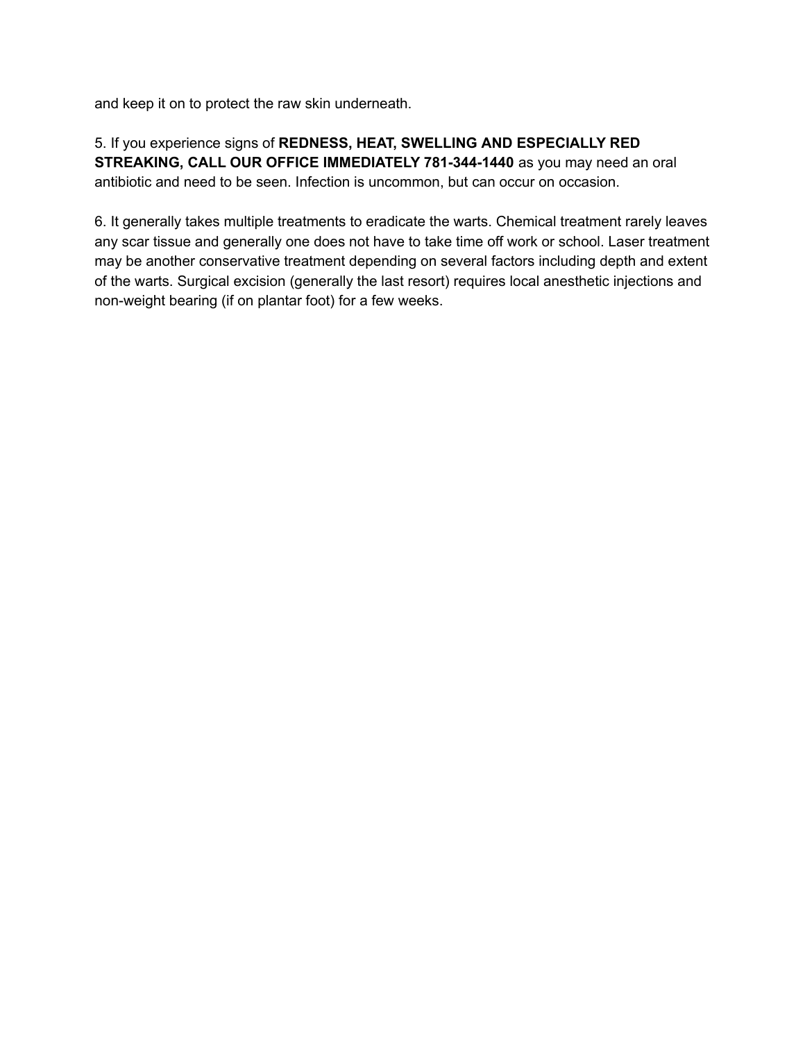and keep it on to protect the raw skin underneath.

5. If you experience signs of **REDNESS, HEAT, SWELLING AND ESPECIALLY RED STREAKING, CALL OUR OFFICE IMMEDIATELY 781-344-1440** as you may need an oral antibiotic and need to be seen. Infection is uncommon, but can occur on occasion.

6. It generally takes multiple treatments to eradicate the warts. Chemical treatment rarely leaves any scar tissue and generally one does not have to take time off work or school. Laser treatment may be another conservative treatment depending on several factors including depth and extent of the warts. Surgical excision (generally the last resort) requires local anesthetic injections and non-weight bearing (if on plantar foot) for a few weeks.